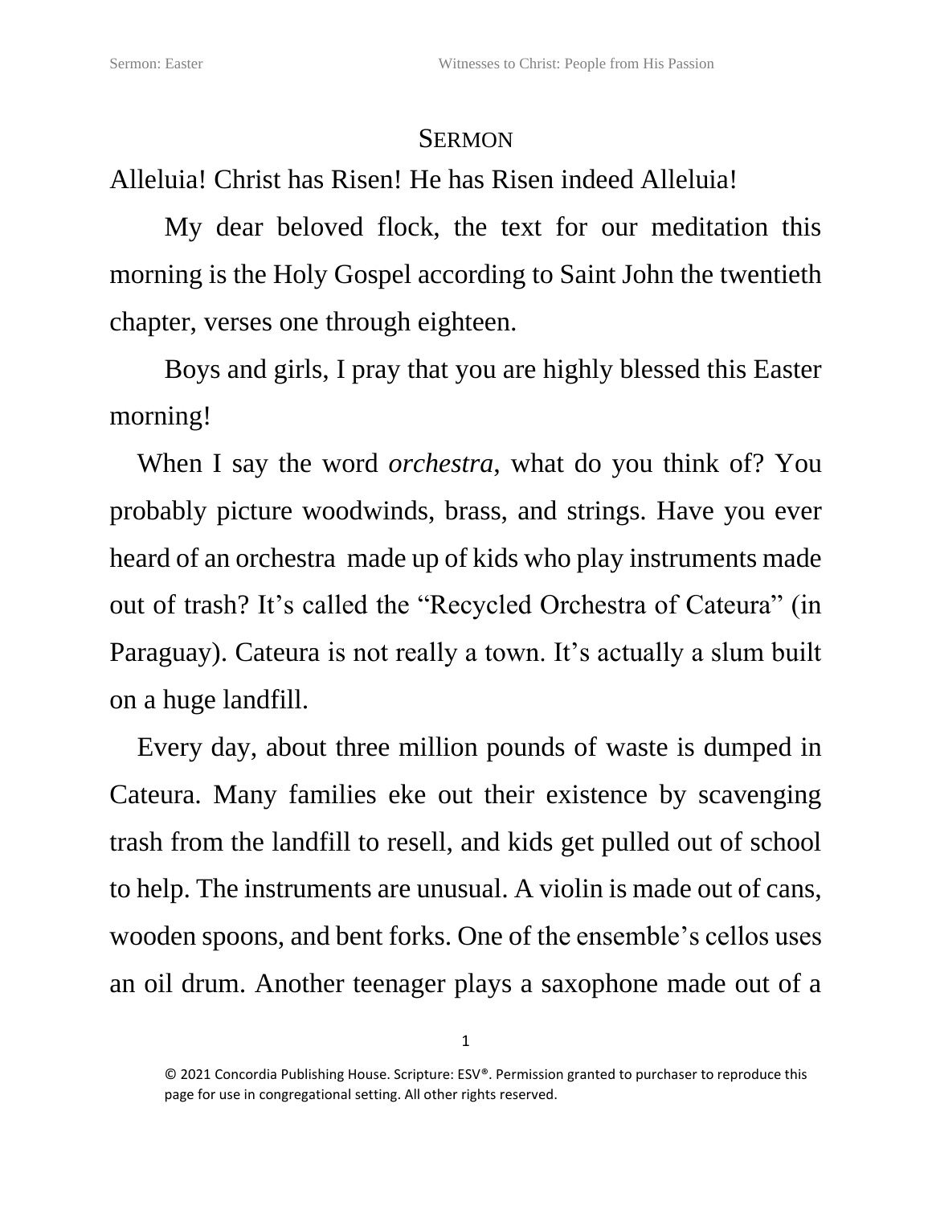# SERMON

Alleluia! Christ has Risen! He has Risen indeed Alleluia!

My dear beloved flock, the text for our meditation this morning is the Holy Gospel according to Saint John the twentieth chapter, verses one through eighteen.

Boys and girls, I pray that you are highly blessed this Easter morning!

When I say the word *orchestra*, what do you think of? You probably picture woodwinds, brass, and strings. Have you ever heard of an orchestra made up of kids who play instruments made out of trash? It's called the "Recycled Orchestra of Cateura" (in Paraguay). Cateura is not really a town. It's actually a slum built on a huge landfill.

Every day, about three million pounds of waste is dumped in Cateura. Many families eke out their existence by scavenging trash from the landfill to resell, and kids get pulled out of school to help. The instruments are unusual. A violin is made out of cans, wooden spoons, and bent forks. One of the ensemble's cellos uses an oil drum. Another teenager plays a saxophone made out of a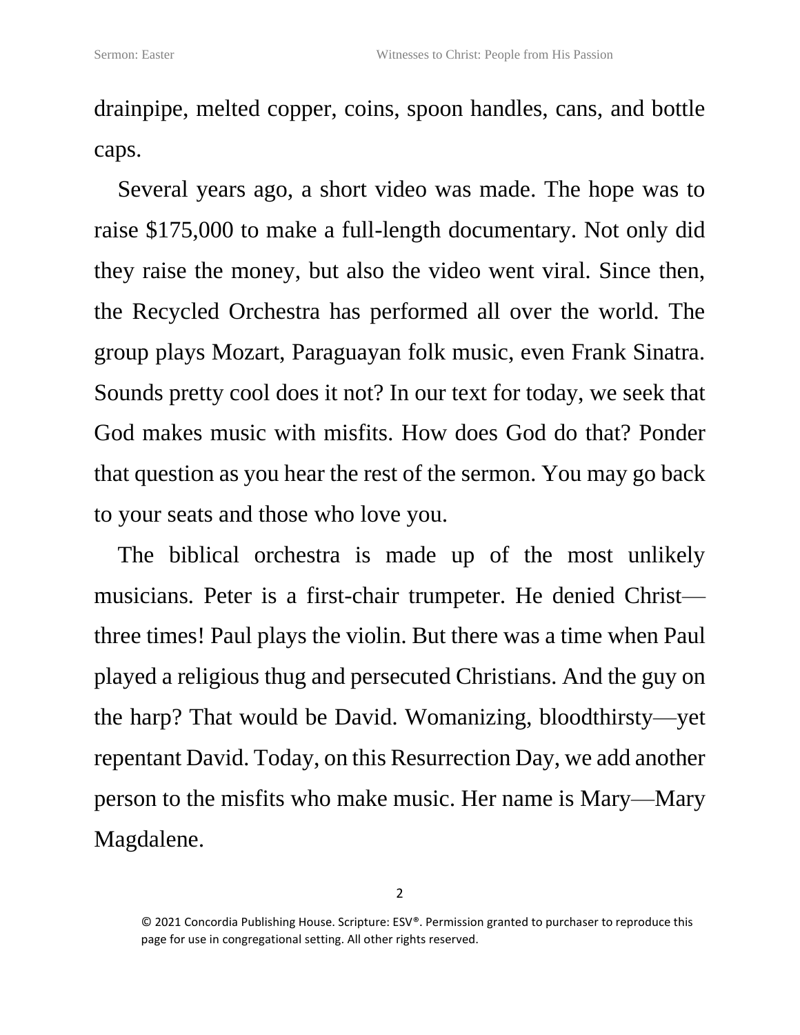drainpipe, melted copper, coins, spoon handles, cans, and bottle caps.

Several years ago, a short video was made. The hope was to raise $175,000 to make a full-length documentary. Not only did they raise the money, but also the video went viral. Since then, the Recycled Orchestra has performed all over the world. The group plays Mozart, Paraguayan folk music, even Frank Sinatra. Sounds pretty cool does it not? In our text for today, we seek that God makes music with misfits. How does God do that? Ponder that question as you hear the rest of the sermon. You may go back to your seats and those who love you.

The biblical orchestra is made up of the most unlikely musicians. Peter is a first-chair trumpeter. He denied Christ—three times! Paul plays the violin. But there was a time when Paul played a religious thug and persecuted Christians. And the guy on the harp? That would be David. Womanizing, bloodthirsty—yet repentant David. Today, on this Resurrection Day, we add another person to the misfits who make music. Her name is Mary—Mary Magdalene.

© 2021 Concordia Publishing House. Scripture: ESV®. Permission granted to purchaser to reproduce this page for use in congregational setting. All other rights reserved.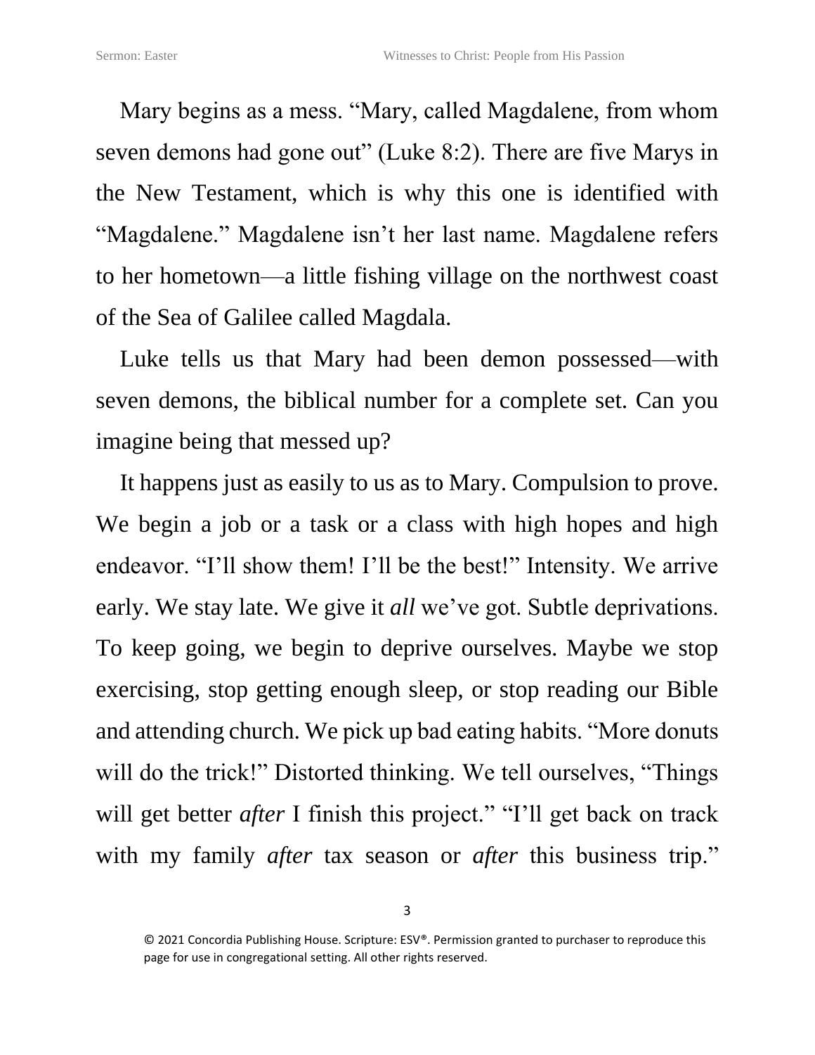Mary begins as a mess. “Mary, called Magdalene, from whom seven demons had gone out” (Luke 8:2). There are five Marys in the New Testament, which is why this one is identified with “Magdalene.” Magdalene isn’t her last name. Magdalene refers to her hometown—a little fishing village on the northwest coast of the Sea of Galilee called Magdala.

Luke tells us that Mary had been demon possessed—with seven demons, the biblical number for a complete set. Can you imagine being that messed up?

It happens just as easily to us as to Mary. Compulsion to prove. We begin a job or a task or a class with high hopes and high endeavor. “I’ll show them! I’ll be the best!” Intensity. We arrive early. We stay late. We give it *all* we’ve got. Subtle deprivations. To keep going, we begin to deprive ourselves. Maybe we stop exercising, stop getting enough sleep, or stop reading our Bible and attending church. We pick up bad eating habits. “More donuts will do the trick!” Distorted thinking. We tell ourselves, “Things will get better *after* I finish this project.” “I’ll get back on track with my family *after* tax season or *after* this business trip.”

© 2021 Concordia Publishing House. Scripture: ESV®. Permission granted to purchaser to reproduce this page for use in congregational setting. All other rights reserved.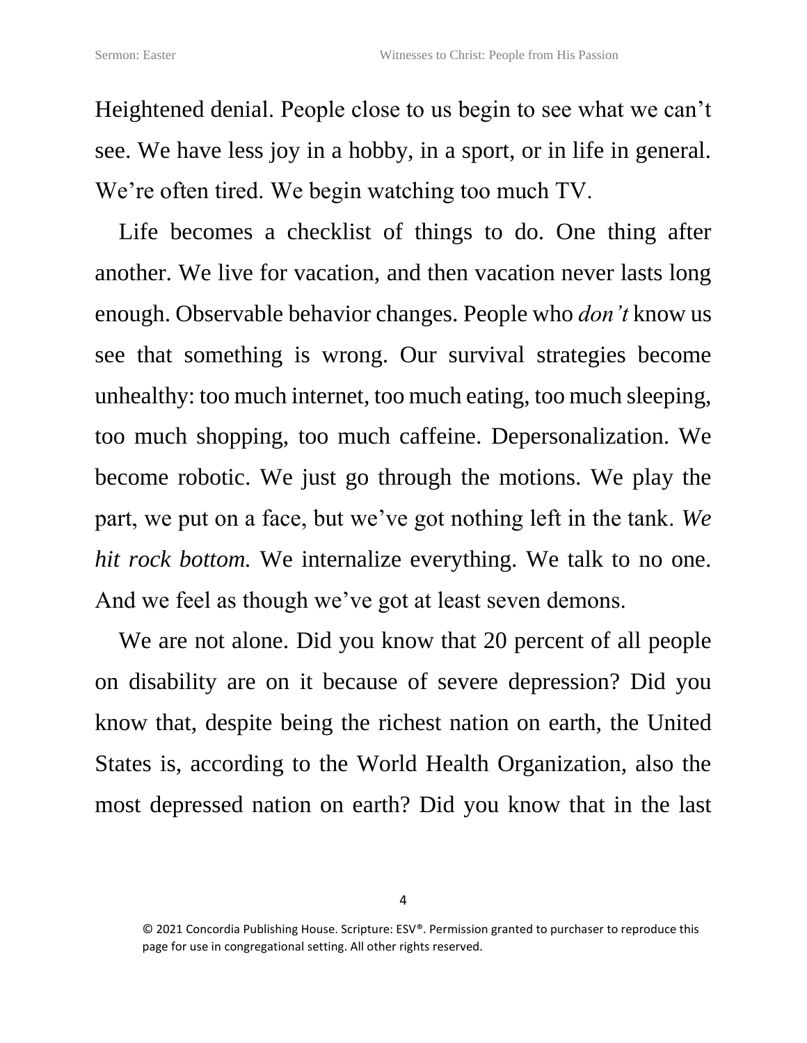Heightened denial. People close to us begin to see what we can't see. We have less joy in a hobby, in a sport, or in life in general. We're often tired. We begin watching too much TV.

Life becomes a checklist of things to do. One thing after another. We live for vacation, and then vacation never lasts long enough. Observable behavior changes. People who *don't* know us see that something is wrong. Our survival strategies become unhealthy: too much internet, too much eating, too much sleeping, too much shopping, too much caffeine. Depersonalization. We become robotic. We just go through the motions. We play the part, we put on a face, but we've got nothing left in the tank. *We hit rock bottom.* We internalize everything. We talk to no one. And we feel as though we've got at least seven demons.

We are not alone. Did you know that 20 percent of all people on disability are on it because of severe depression? Did you know that, despite being the richest nation on earth, the United States is, according to the World Health Organization, also the most depressed nation on earth? Did you know that in the last

© 2021 Concordia Publishing House. Scripture: ESV®. Permission granted to purchaser to reproduce this page for use in congregational setting. All other rights reserved.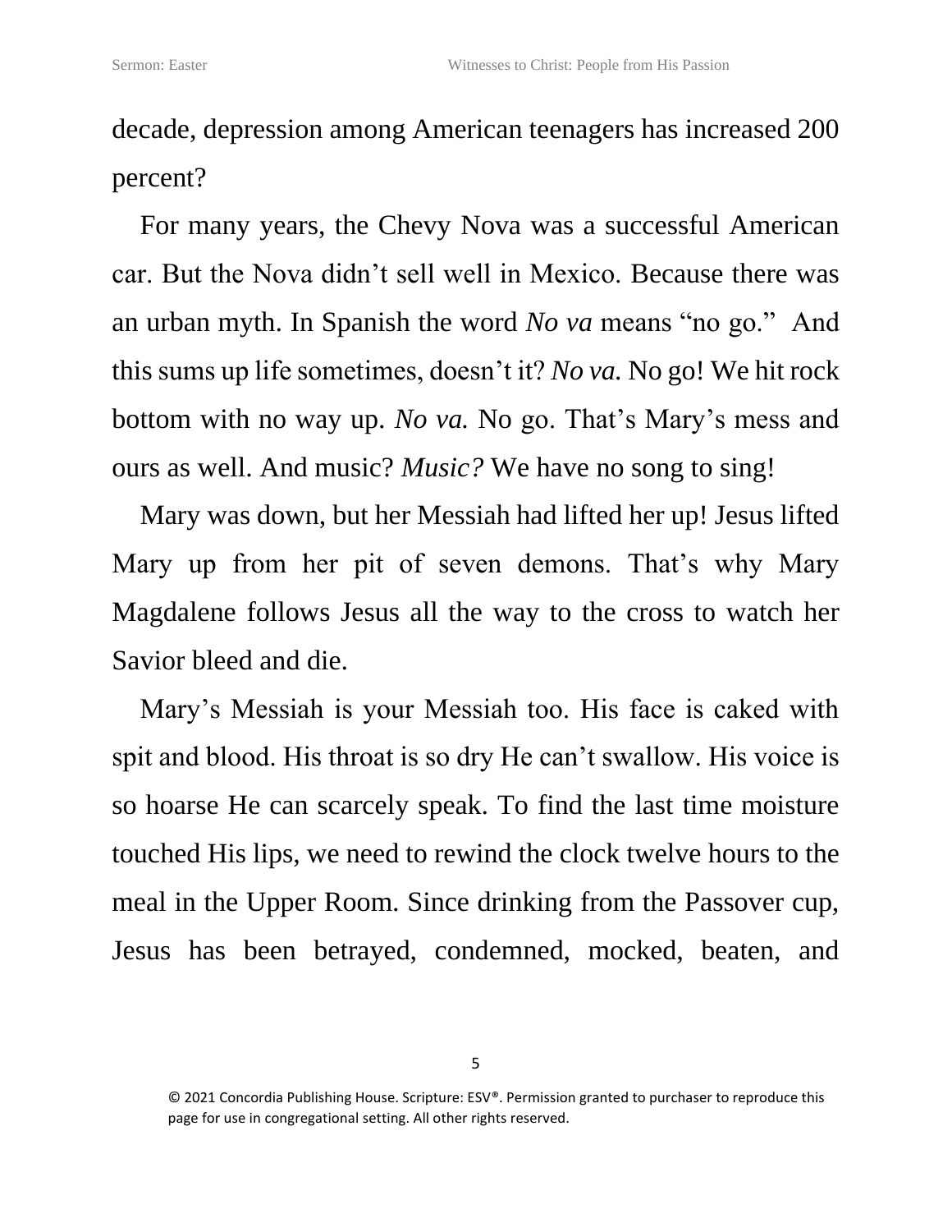decade, depression among American teenagers has increased 200 percent?

For many years, the Chevy Nova was a successful American car. But the Nova didn't sell well in Mexico. Because there was an urban myth. In Spanish the word *No va* means "no go." And this sums up life sometimes, doesn't it? *No va.* No go! We hit rock bottom with no way up. *No va.* No go. That's Mary's mess and ours as well. And music? *Music?* We have no song to sing!

Mary was down, but her Messiah had lifted her up! Jesus lifted Mary up from her pit of seven demons. That's why Mary Magdalene follows Jesus all the way to the cross to watch her Savior bleed and die.

Mary's Messiah is your Messiah too. His face is caked with spit and blood. His throat is so dry He can't swallow. His voice is so hoarse He can scarcely speak. To find the last time moisture touched His lips, we need to rewind the clock twelve hours to the meal in the Upper Room. Since drinking from the Passover cup, Jesus has been betrayed, condemned, mocked, beaten, and

© 2021 Concordia Publishing House. Scripture: ESV®. Permission granted to purchaser to reproduce this page for use in congregational setting. All other rights reserved.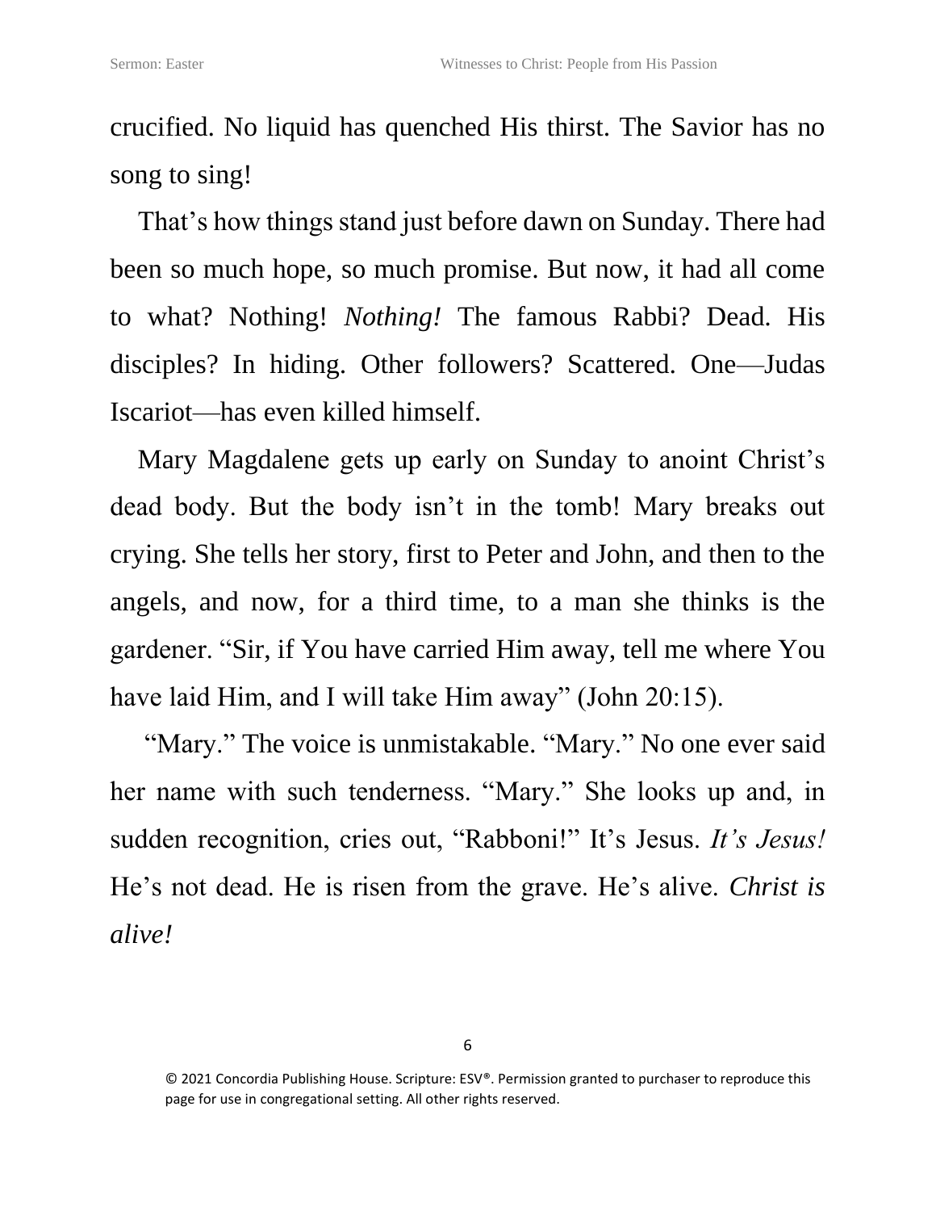crucified. No liquid has quenched His thirst. The Savior has no song to sing!

That's how things stand just before dawn on Sunday. There had been so much hope, so much promise. But now, it had all come to what? Nothing! *Nothing!* The famous Rabbi? Dead. His disciples? In hiding. Other followers? Scattered. One—Judas Iscariot—has even killed himself.

Mary Magdalene gets up early on Sunday to anoint Christ's dead body. But the body isn't in the tomb! Mary breaks out crying. She tells her story, first to Peter and John, and then to the angels, and now, for a third time, to a man she thinks is the gardener. "Sir, if You have carried Him away, tell me where You have laid Him, and I will take Him away" (John 20:15).

"Mary." The voice is unmistakable. "Mary." No one ever said her name with such tenderness. "Mary." She looks up and, in sudden recognition, cries out, "Rabboni!" It's Jesus. *It's Jesus!* He's not dead. He is risen from the grave. He's alive. *Christ is alive!*

© 2021 Concordia Publishing House. Scripture: ESV®. Permission granted to purchaser to reproduce this page for use in congregational setting. All other rights reserved.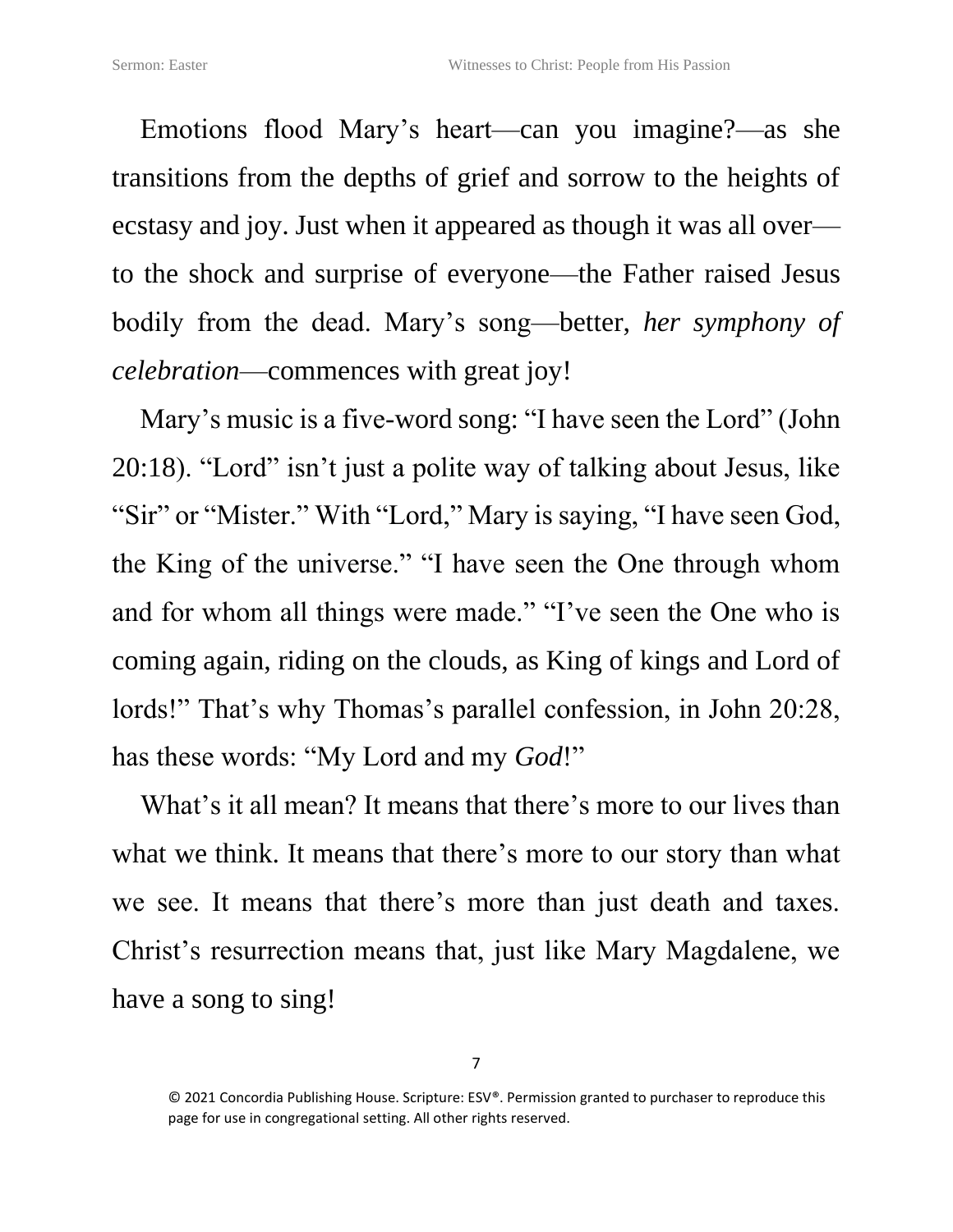Emotions flood Mary's heart—can you imagine?—as she transitions from the depths of grief and sorrow to the heights of ecstasy and joy. Just when it appeared as though it was all over—to the shock and surprise of everyone—the Father raised Jesus bodily from the dead. Mary's song—better, *her symphony of celebration*—commences with great joy!

Mary's music is a five-word song: "I have seen the Lord" (John 20:18). "Lord" isn't just a polite way of talking about Jesus, like "Sir" or "Mister." With "Lord," Mary is saying, "I have seen God, the King of the universe." "I have seen the One through whom and for whom all things were made." "I've seen the One who is coming again, riding on the clouds, as King of kings and Lord of lords!" That's why Thomas's parallel confession, in John 20:28, has these words: "My Lord and my *God*!"

What's it all mean? It means that there's more to our lives than what we think. It means that there's more to our story than what we see. It means that there's more than just death and taxes. Christ's resurrection means that, just like Mary Magdalene, we have a song to sing!

© 2021 Concordia Publishing House. Scripture: ESV®. Permission granted to purchaser to reproduce this page for use in congregational setting. All other rights reserved.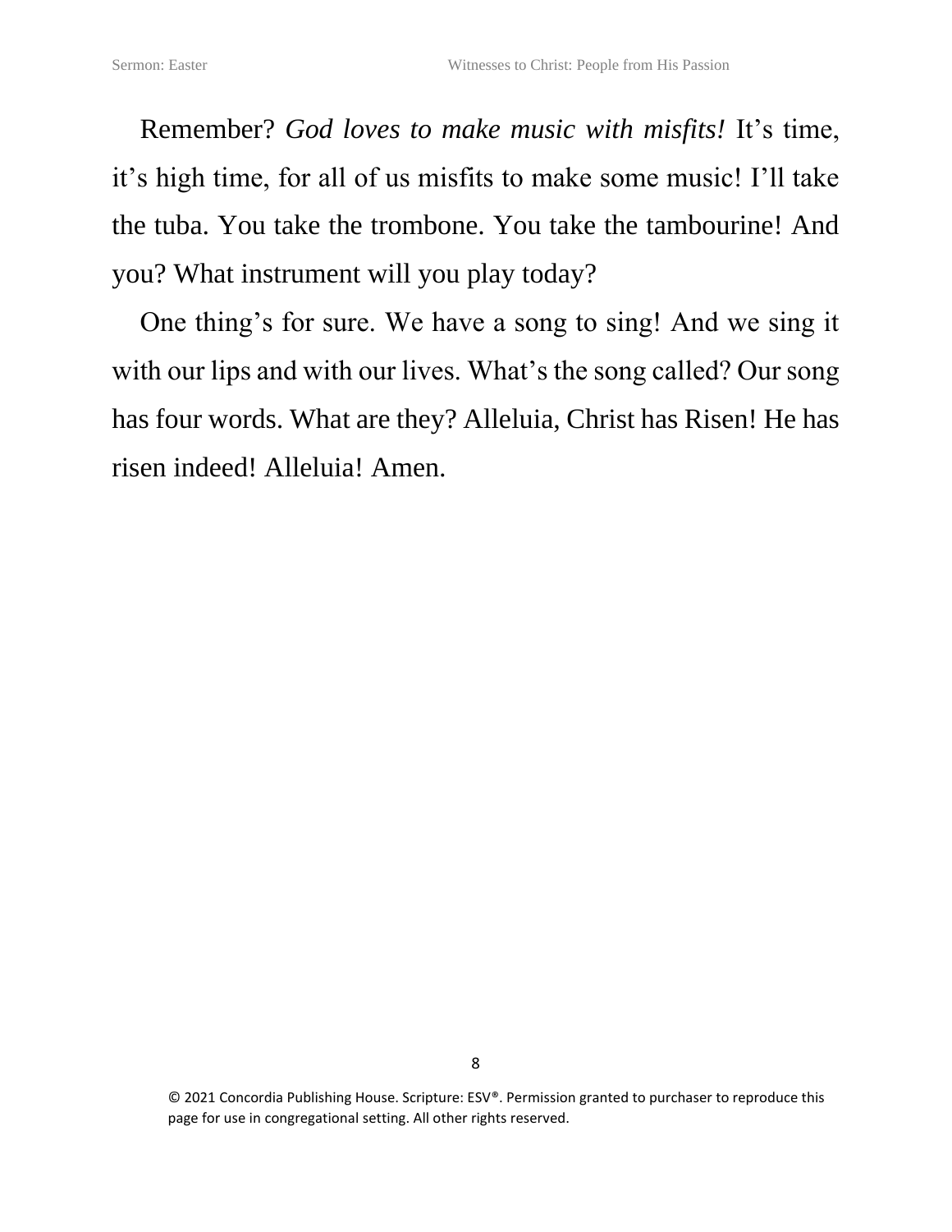Remember? *God loves to make music with misfits!* It's time, it's high time, for all of us misfits to make some music! I'll take the tuba. You take the trombone. You take the tambourine! And you? What instrument will you play today?

One thing's for sure. We have a song to sing! And we sing it with our lips and with our lives. What's the song called? Our song has four words. What are they? Alleluia, Christ has Risen! He has risen indeed! Alleluia! Amen.

© 2021 Concordia Publishing House. Scripture: ESV®. Permission granted to purchaser to reproduce this page for use in congregational setting. All other rights reserved.